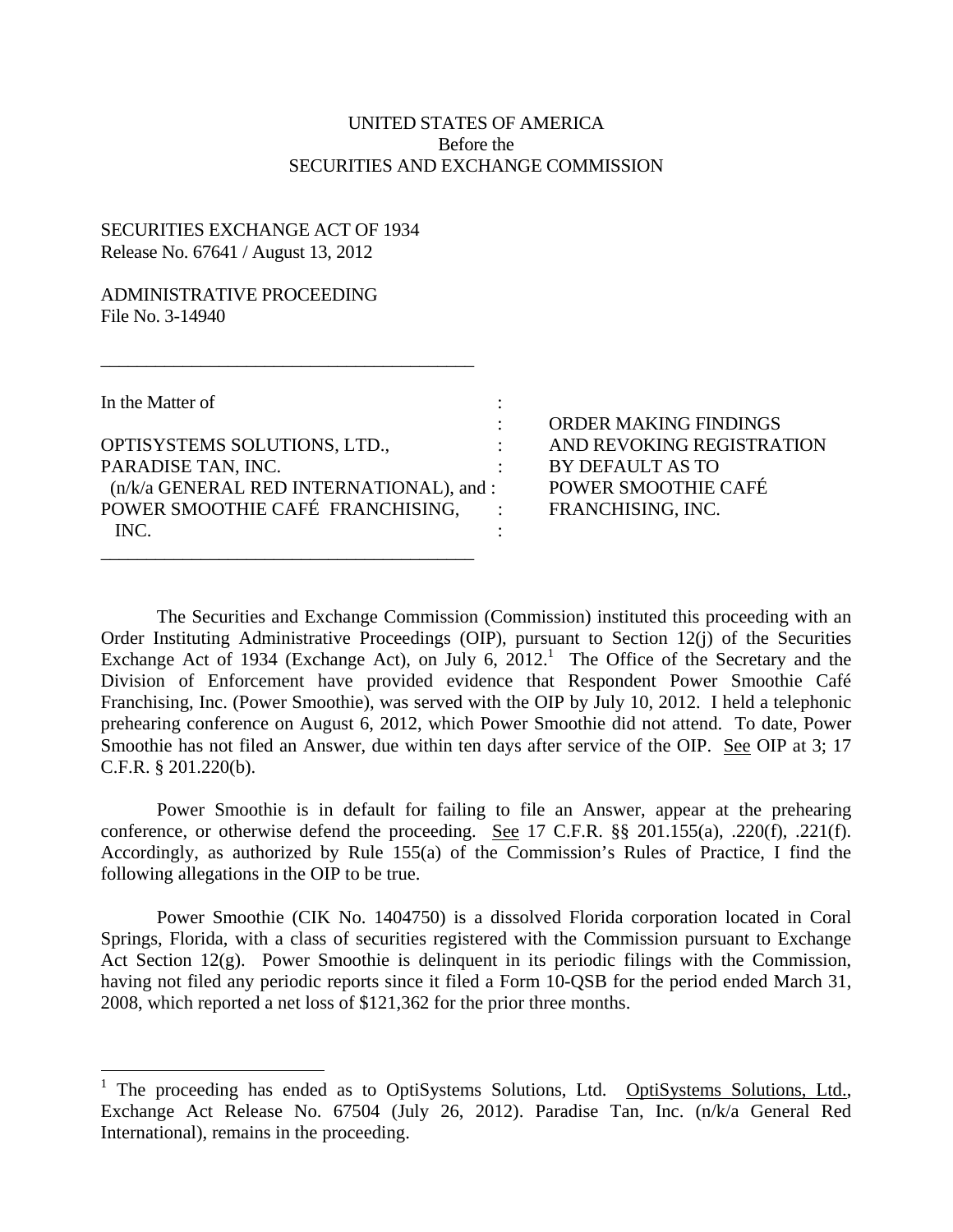UNITED STATES OF AMERICA
Before the
SECURITIES AND EXCHANGE COMMISSION

SECURITIES EXCHANGE ACT OF 1934
Release No. 67641 / August 13, 2012

ADMINISTRATIVE PROCEEDING
File No. 3-14940

---

In the Matter of

OPTISYSTEMS SOLUTIONS, LTD.,
PARADISE TAN, INC.
(n/k/a GENERAL RED INTERNATIONAL), and
POWER SMOOTHIE CAFÉ FRANCHISING, INC.

---

ORDER MAKING FINDINGS AND REVOKING REGISTRATION BY DEFAULT AS TO POWER SMOOTHIE CAFÉ FRANCHISING, INC.

The Securities and Exchange Commission (Commission) instituted this proceeding with an Order Instituting Administrative Proceedings (OIP), pursuant to Section 12(j) of the Securities Exchange Act of 1934 (Exchange Act), on July 6, 2012.[1] The Office of the Secretary and the Division of Enforcement have provided evidence that Respondent Power Smoothie Café Franchising, Inc. (Power Smoothie), was served with the OIP by July 10, 2012. I held a telephonic prehearing conference on August 6, 2012, which Power Smoothie did not attend. To date, Power Smoothie has not filed an Answer, due within ten days after service of the OIP. See OIP at 3; 17 C.F.R. § 201.220(b).

Power Smoothie is in default for failing to file an Answer, appear at the prehearing conference, or otherwise defend the proceeding. See 17 C.F.R. §§ 201.155(a), .220(f), .221(f). Accordingly, as authorized by Rule 155(a) of the Commission's Rules of Practice, I find the following allegations in the OIP to be true.

Power Smoothie (CIK No. 1404750) is a dissolved Florida corporation located in Coral Springs, Florida, with a class of securities registered with the Commission pursuant to Exchange Act Section 12(g). Power Smoothie is delinquent in its periodic filings with the Commission, having not filed any periodic reports since it filed a Form 10-QSB for the period ended March 31, 2008, which reported a net loss of $121,362 for the prior three months.

---

[1] The proceeding has ended as to OptiSystems Solutions, Ltd. OptiSystems Solutions, Ltd., Exchange Act Release No. 67504 (July 26, 2012). Paradise Tan, Inc. (n/k/a General Red International), remains in the proceeding.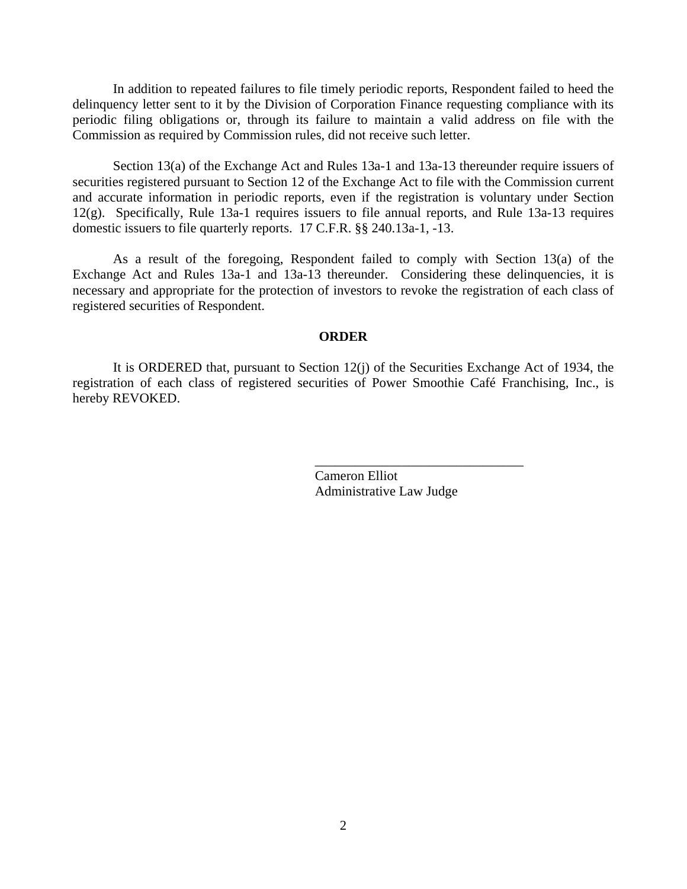In addition to repeated failures to file timely periodic reports, Respondent failed to heed the delinquency letter sent to it by the Division of Corporation Finance requesting compliance with its periodic filing obligations or, through its failure to maintain a valid address on file with the Commission as required by Commission rules, did not receive such letter.

Section 13(a) of the Exchange Act and Rules 13a-1 and 13a-13 thereunder require issuers of securities registered pursuant to Section 12 of the Exchange Act to file with the Commission current and accurate information in periodic reports, even if the registration is voluntary under Section 12(g). Specifically, Rule 13a-1 requires issuers to file annual reports, and Rule 13a-13 requires domestic issuers to file quarterly reports. 17 C.F.R. §§ 240.13a-1, -13.

As a result of the foregoing, Respondent failed to comply with Section 13(a) of the Exchange Act and Rules 13a-1 and 13a-13 thereunder. Considering these delinquencies, it is necessary and appropriate for the protection of investors to revoke the registration of each class of registered securities of Respondent.

## ORDER

It is ORDERED that, pursuant to Section 12(j) of the Securities Exchange Act of 1934, the registration of each class of registered securities of Power Smoothie Café Franchising, Inc., is hereby REVOKED.

_______________________________
Cameron Elliot
Administrative Law Judge